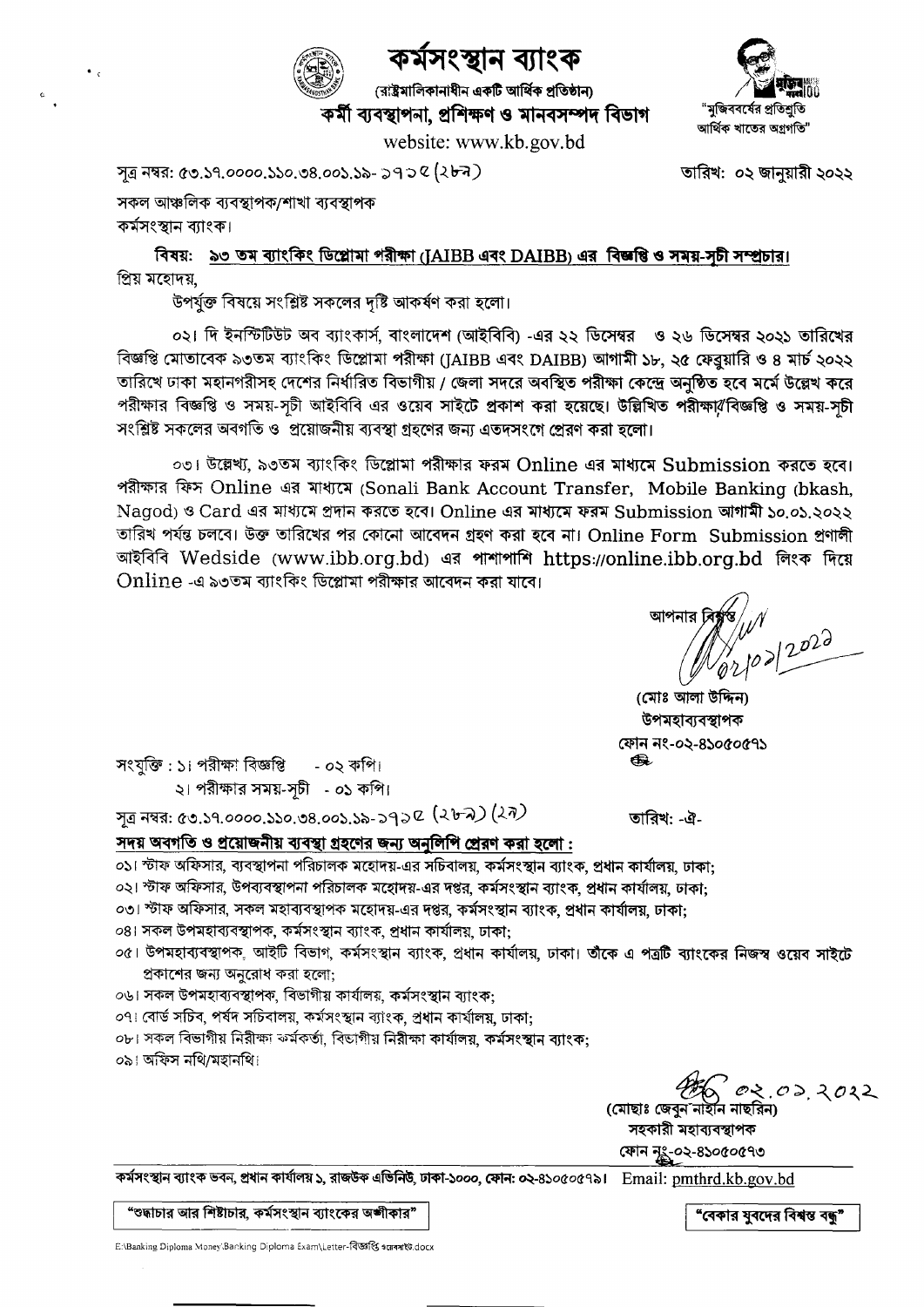# কর্মসংস্থান ব্যাংক

(রাষ্ট্রমালিকানাধীন একটি আর্থিক প্রতিষ্ঠান)

## কর্মী ব্যবস্থাপনা, প্রশিক্ষণ ও মানবসম্পদ বিভাগ

website: www.kb.gov.bd

"মুজিববর্ষের প্রতিশ্রুতি আর্থিক খাতের অগ্রগতি"

সূত্র নম্বর: ৫৩.১৭.০০০০.১১০.৩৪.০০১.১৯- ১৭১৫ (২৮৯)

তারিখ: ০২ জানুয়ারী ২০২২

সকল আঞ্চলিক ব্যবস্থাপক/শাখা ব্যবস্থাপক
কর্মসংস্থান ব্যাংক।

**বিষয়: <u>৯৩ তম ব্যাংকিং ডিপ্লোমা পরীক্ষা (JAIBB এবং DAIBB) এর বিজ্ঞপ্তি ও সময়-সূচী সম্প্রচার।</u>**

প্রিয় মহোদয়,

উপর্যুক্ত বিষয়ে সংশ্লিষ্ট সকলের দৃষ্টি আকর্ষণ করা হলো।

০২। দি ইনস্টিটিউট অব ব্যাংকার্স, বাংলাদেশ (আইবিবি) -এর ২২ ডিসেম্বর ও ২৬ ডিসেম্বর ২০২১ তারিখের বিজ্ঞপ্তি মোতাবেক ৯৩তম ব্যাংকিং ডিপ্লোমা পরীক্ষা (JAIBB এবং DAIBB) আগামী ১৮, ২৫ ফেব্রুয়ারি ও ৪ মার্চ ২০২২ তারিখে ঢাকা মহানগরীসহ দেশের নির্ধারিত বিভাগীয় / জেলা সদরে অবস্থিত পরীক্ষা কেন্দ্রে অনুষ্ঠিত হবে মর্মে উল্লেখ করে পরীক্ষার বিজ্ঞপ্তি ও সময়-সূচী আইবিবি এর ওয়েব সাইটে প্রকাশ করা হয়েছে। উল্লিখিত পরীক্ষার বিজ্ঞপ্তি ও সময়-সূচী সংশ্লিষ্ট সকলের অবগতি ও প্রয়োজনীয় ব্যবস্থা গ্রহণের জন্য এতদসংগে প্রেরণ করা হলো।

০৩। উল্লেখ্য, ৯৩তম ব্যাংকিং ডিপ্লোমা পরীক্ষার ফরম Online এর মাধ্যমে Submission করতে হবে। পরীক্ষার ফিস Online এর মাধ্যমে (Sonali Bank Account Transfer, Mobile Banking (bkash, Nagod) ও Card এর মাধ্যমে প্রদান করতে হবে। Online এর মাধ্যমে ফরম Submission আগামী ১০.০১.২০২২ তারিখ পর্যন্ত চলবে। উক্ত তারিখের পর কোনো আবেদন গ্রহণ করা হবে না। Online Form Submission প্রণালী আইবিবি Wedside (www.ibb.org.bd) এর পাশাপাশি https://online.ibb.org.bd লিংক দিয়ে Online -এ ৯৩তম ব্যাংকিং ডিপ্লোমা পরীক্ষার আবেদন করা যাবে।

আপনার বিশ্বস্ত

০২/০১/২০২২

(মোঃ আলা উদ্দিন)
উপমহাব্যবস্থাপক
ফোন নং-০২-৪১০৫০৫৭১

সংযুক্তি : ১। পরীক্ষা বিজ্ঞপ্তি - ০২ কপি।
২। পরীক্ষার সময়-সূচী - ০১ কপি।

সূত্র নম্বর: ৫৩.১৭.০০০০.১১০.৩৪.০০১.১৯-১৭১৫ (২৮৯) (২৭)

তারিখ: -ঐ-

**<u>সদয় অবগতি ও প্রয়োজনীয় ব্যবস্থা গ্রহণের জন্য অনুলিপি প্রেরণ করা হলো :</u>**

০১। স্টাফ অফিসার, ব্যবস্থাপনা পরিচালক মহোদয়-এর সচিবালয়, কর্মসংস্থান ব্যাংক, প্রধান কার্যালয়, ঢাকা;
০২। স্টাফ অফিসার, উপব্যবস্থাপনা পরিচালক মহোদয়-এর দপ্তর, কর্মসংস্থান ব্যাংক, প্রধান কার্যালয়, ঢাকা;
০৩। স্টাফ অফিসার, সকল মহাব্যবস্থাপক মহোদয়-এর দপ্তর, কর্মসংস্থান ব্যাংক, প্রধান কার্যালয়, ঢাকা;
০৪। সকল উপমহাব্যবস্থাপক, কর্মসংস্থান ব্যাংক, প্রধান কার্যালয়, ঢাকা;
০৫। উপমহাব্যবস্থাপক, আইটি বিভাগ, কর্মসংস্থান ব্যাংক, প্রধান কার্যালয়, ঢাকা। তাঁকে এ পত্রটি ব্যাংকের নিজস্ব ওয়েব সাইটে প্রকাশের জন্য অনুরোধ করা হলো;
০৬। সকল উপমহাব্যবস্থাপক, বিভাগীয় কার্যালয়, কর্মসংস্থান ব্যাংক;
০৭। বোর্ড সচিব, পর্ষদ সচিবালয়, কর্মসংস্থান ব্যাংক, প্রধান কার্যালয়, ঢাকা;
০৮। সকল বিভাগীয় নিরীক্ষা কর্মকর্তা, বিভাগীয় নিরীক্ষা কার্যালয়, কর্মসংস্থান ব্যাংক;
০৯। অফিস নথি/মহানথি।

০২.০১.২০২২
(মোছাঃ জেবুন নাহিন নাছরিন)
সহকারী মহাব্যবস্থাপক
ফোন নং-০২-৪১০৫০৫৭৩

কর্মসংস্থান ব্যাংক ভবন, প্রধান কার্যালয় ১, রাজউক এভিনিউ, ঢাকা-১০০০, ফোন: ০২-৪১০৫০৫৭১। Email: pmthrd.kb.gov.bd

"শুদ্ধাচার আর শিষ্টাচার, কর্মসংস্থান ব্যাংকের অঙ্গীকার"

"বেকার যুবদের বিশ্বস্ত বন্ধু"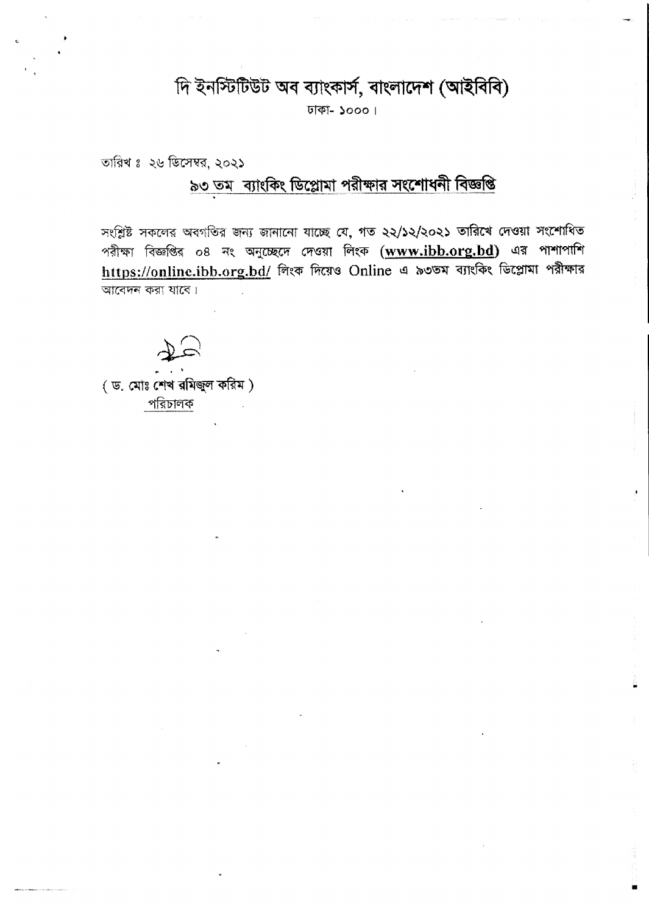# দি ইনস্টিটিউট অব ব্যাংকার্স, বাংলাদেশ (আইবিবি)

ঢাকা- ১০০০।

তারিখ ঃ ২৬ ডিসেম্বর, ২০২১

## ৯৩ তম ব্যাংকিং ডিপ্লোমা পরীক্ষার সংশোধনী বিজ্ঞপ্তি

সংশ্লিষ্ট সকলের অবগতির জন্য জানানো যাচ্ছে যে, গত ২২/১২/২০২১ তারিখে দেওয়া সংশোধিত পরীক্ষা বিজ্ঞপ্তির ০৪ নং অনুচ্ছেদে দেওয়া লিংক (**www.ibb.org.bd**) এর পাশাপাশি **https://online.ibb.org.bd/** লিংক দিয়েও Online এ ৯৩তম ব্যাংকিং ডিপ্লোমা পরীক্ষার আবেদন করা যাবে।

( ড. মোঃ শেখ রমিজুল করিম )

পরিচালক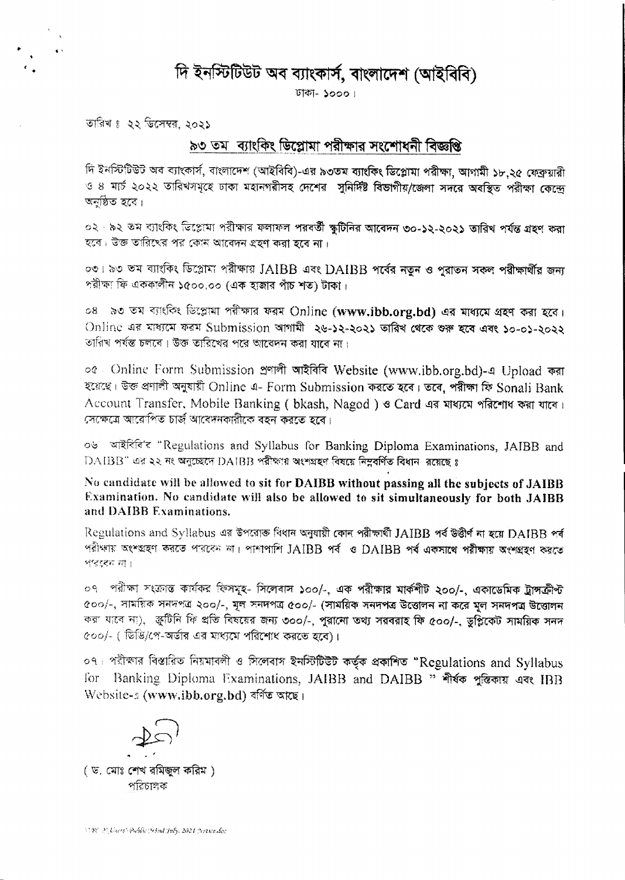# দি ইনস্টিটিউট অব ব্যাংকার্স, বাংলাদেশ (আইবিবি)

ঢাকা- ১০০০।

তারিখ : ২২ ডিসেম্বর, ২০২১

## ৯৩ তম ব্যাংকিং ডিপ্লোমা পরীক্ষার সংশোধনী বিজ্ঞপ্তি

দি ইনস্টিটিউট অব ব্যাংকার্স, বাংলাদেশ (আইবিবি)-এর ৯৩তম ব্যাংকিং ডিপ্লোমা পরীক্ষা, আগামী ১৮,২৫ ফেব্রুয়ারী ও ৪ মার্চ ২০২২ তারিখসমূহে ঢাকা মহানগরীসহ দেশের সুনির্দিষ্ট বিভাগীয়/জেলা সদরে অবস্থিত পরীক্ষা কেন্দ্রে অনুষ্ঠিত হবে।

০২। ৯২ তম ব্যাংকিং ডিপ্লোমা পরীক্ষার ফলাফল পরবর্তী স্ক্রুটিনির আবেদন ৩০-১২-২০২১ তারিখ পর্যন্ত গ্রহণ করা হবে। উক্ত তারিখের পর কোন আবেদন গ্রহণ করা হবে না।

০৩। ৯৩ তম ব্যাংকিং ডিপ্লোমা পরীক্ষায় JAIBB এবং DAIBB পর্বের নতুন ও পুরাতন সকল পরীক্ষার্থীর জন্য পরীক্ষা ফি এককালীন ১৫০০.০০ (এক হাজার পাঁচ শত) টাকা।

০৪ ৯৩ তম ব্যাংকিং ডিপ্লোমা পরীক্ষার ফরম Online (**www.ibb.org.bd**) এর মাধ্যমে গ্রহণ করা হবে। Online এর মাধ্যমে ফরম Submission আগামী ২৬-১২-২০২১ তারিখ থেকে শুরু হবে এবং ১০-০১-২০২২ তারিখ পর্যন্ত চলবে। উক্ত তারিখের পরে আবেদন করা যাবে না।

০৫ Online Form Submission প্রণালী আইবিবি Website (www.ibb.org.bd)-এ Upload করা হয়েছে। উক্ত প্রণালী অনুযায়ী Online এ- Form Submission করতে হবে। তবে, পরীক্ষা ফি Sonali Bank Account Transfer, Mobile Banking ( bkash, Nagod ) ও Card এর মাধ্যমে পরিশোধ করা যাবে। সেক্ষেত্রে আরোপিত চার্জ আবেদনকারীকে বহন করতে হবে।

০৬ আইবিবি'র "Regulations and Syllabus for Banking Diploma Examinations, JAIBB and DAIBB" এর ২২ নং অনুচ্ছেদে DAIBB পরীক্ষায় অংশগ্রহণ বিষয়ে নিম্নবর্ণিত বিধান রয়েছে :

**No candidate will be allowed to sit for DAIBB without passing all the subjects of JAIBB Examination. No candidate will also be allowed to sit simultaneously for both JAIBB and DAIBB Examinations.**

Regulations and Syllabus এর উপরোক্ত বিধান অনুযায়ী কোন পরীক্ষার্থী JAIBB পর্ব উত্তীর্ণ না হয়ে DAIBB পর্ব পরীক্ষায় অংশগ্রহণ করতে পারবেন না। পাশাপাশি JAIBB পর্ব ও DAIBB পর্ব একসাথে পরীক্ষায় অংশগ্রহণ করতে পারবেন না।

০৭ পরীক্ষা সংক্রান্ত কার্যকর ফিসমূহ- সিলেবাস ১০০/-, এক পরীক্ষার মার্কশীট ২০০/-, একাডেমিক ট্রান্সক্রীপ্ট ৫০০/-, সাময়িক সনদপত্র ২০০/-, মূল সনদপত্র ৫০০/- (সাময়িক সনদপত্র উত্তোলন না করে মূল সনদপত্র উত্তোলন করা যাবে না), স্ক্রুটিনি ফি প্রতি বিষয়ের জন্য ৩০০/-, পুরানো তথ্য সরবরাহ ফি ৫০০/-, ডুপ্লিকেট সাময়িক সনদ ৫০০/- ( ডিডি/পে-অর্ডার এর মাধ্যমে পরিশোধ করতে হবে)।

০৭। পরীক্ষার বিস্তারিত নিয়মাবলী ও সিলেবাস ইনস্টিটিউট কর্তৃক প্রকাশিত "Regulations and Syllabus for Banking Diploma Examinations, JAIBB and DAIBB " শীর্ষক পুস্তিকায় এবং IBB Website-এ (**www.ibb.org.bd**) বর্ণিত আছে।

( ড. মোঃ শেখ রমিজুল করিম )
পরিচালক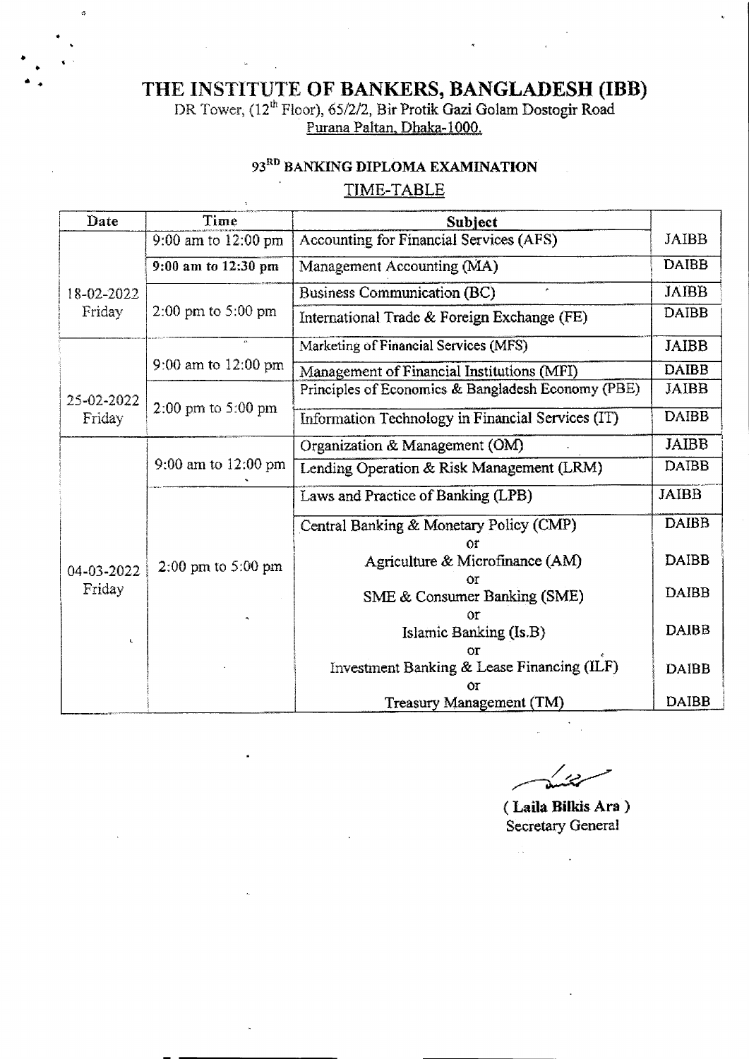# THE INSTITUTE OF BANKERS, BANGLADESH (IBB)

DR Tower, (12th Floor), 65/2/2, Bir Protik Gazi Golam Dostogir Road
Purana Paltan, Dhaka-1000.

## 93RD BANKING DIPLOMA EXAMINATION

### TIME-TABLE

| Date | Time | Subject | |
|---|---|---|---|
| 18-02-2022 Friday | 9:00 am to 12:00 pm | Accounting for Financial Services (AFS) | JAIBB |
| | **9:00 am to 12:30 pm** | Management Accounting (MA) | DAIBB |
| | 2:00 pm to 5:00 pm | Business Communication (BC) | JAIBB |
| | | International Trade & Foreign Exchange (FE) | DAIBB |
| 25-02-2022 Friday | 9:00 am to 12:00 pm | Marketing of Financial Services (MFS) | JAIBB |
| | | Management of Financial Institutions (MFI) | DAIBB |
| | 2:00 pm to 5:00 pm | Principles of Economics & Bangladesh Economy (PBE) | JAIBB |
| | | Information Technology in Financial Services (IT) | DAIBB |
| 04-03-2022 Friday | 9:00 am to 12:00 pm | Organization & Management (OM) | JAIBB |
| | | Lending Operation & Risk Management (LRM) | DAIBB |
| | 2:00 pm to 5:00 pm | Laws and Practice of Banking (LPB) | JAIBB |
| | | Central Banking & Monetary Policy (CMP) or | DAIBB |
| | | Agriculture & Microfinance (AM) or | DAIBB |
| | | SME & Consumer Banking (SME) or | DAIBB |
| | | Islamic Banking (Is.B) or | DAIBB |
| | | Investment Banking & Lease Financing (ILF) or | DAIBB |
| | | Treasury Management (TM) | DAIBB |

**( Laila Bilkis Ara )**
Secretary General